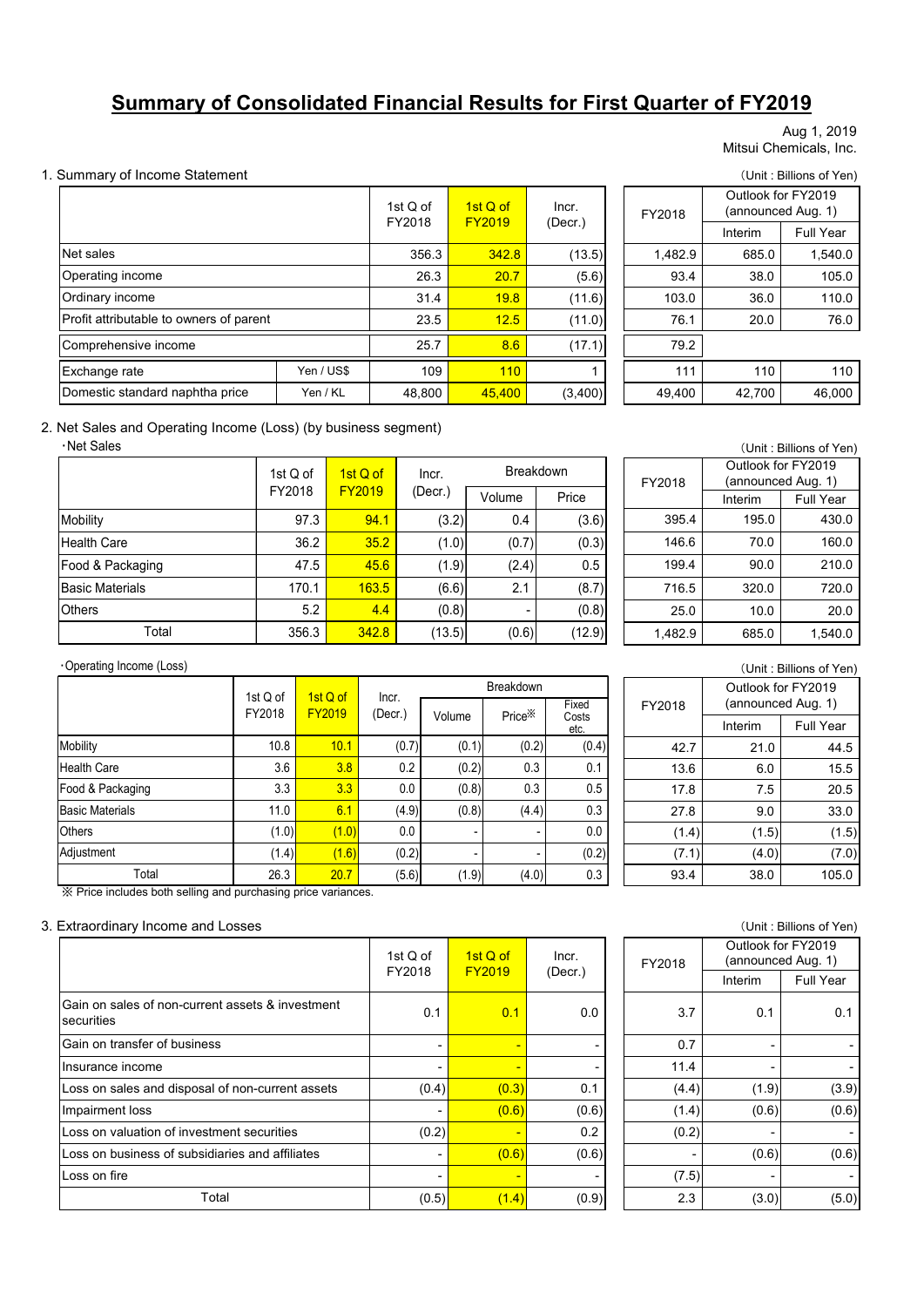# Summary of Consolidated Financial Results for First Quarter of FY2019

Aug 1, 2019
Mitsui Chemicals, Inc.

## 1. Summary of Income Statement

(Unit : Billions of Yen)

| | | 1st Q of FY2018 | 1st Q of FY2019 | Incr. (Decr.) | FY2018 | Outlook for FY2019 (announced Aug. 1) | |
|---|---|---|---|---|---|---|---|
| | | | | | | Interim | Full Year |
| Net sales | | 356.3 | 342.8 | (13.5) | 1,482.9 | 685.0 | 1,540.0 |
| Operating income | | 26.3 | 20.7 | (5.6) | 93.4 | 38.0 | 105.0 |
| Ordinary income | | 31.4 | 19.8 | (11.6) | 103.0 | 36.0 | 110.0 |
| Profit attributable to owners of parent | | 23.5 | 12.5 | (11.0) | 76.1 | 20.0 | 76.0 |
| Comprehensive income | | 25.7 | 8.6 | (17.1) | 79.2 | | |
| Exchange rate | Yen / US$ | 109 | 110 | 1 | 111 | 110 | 110 |
| Domestic standard naphtha price | Yen / KL | 48,800 | 45,400 | (3,400) | 49,400 | 42,700 | 46,000 |

## 2. Net Sales and Operating Income (Loss) (by business segment)

・Net Sales

(Unit : Billions of Yen)

| | 1st Q of FY2018 | 1st Q of FY2019 | Incr. (Decr.) | Breakdown | | FY2018 | Outlook for FY2019 (announced Aug. 1) | |
|---|---|---|---|---|---|---|---|---|
| | | | | Volume | Price | | Interim | Full Year |
| Mobility | 97.3 | 94.1 | (3.2) | 0.4 | (3.6) | 395.4 | 195.0 | 430.0 |
| Health Care | 36.2 | 35.2 | (1.0) | (0.7) | (0.3) | 146.6 | 70.0 | 160.0 |
| Food & Packaging | 47.5 | 45.6 | (1.9) | (2.4) | 0.5 | 199.4 | 90.0 | 210.0 |
| Basic Materials | 170.1 | 163.5 | (6.6) | 2.1 | (8.7) | 716.5 | 320.0 | 720.0 |
| Others | 5.2 | 4.4 | (0.8) | - | (0.8) | 25.0 | 10.0 | 20.0 |
| Total | 356.3 | 342.8 | (13.5) | (0.6) | (12.9) | 1,482.9 | 685.0 | 1,540.0 |

・Operating Income (Loss)

(Unit : Billions of Yen)

| | 1st Q of FY2018 | 1st Q of FY2019 | Incr. (Decr.) | Breakdown | | | FY2018 | Outlook for FY2019 (announced Aug. 1) | |
|---|---|---|---|---|---|---|---|---|---|
| | | | | Volume | Price※ | Fixed Costs etc. | | Interim | Full Year |
| Mobility | 10.8 | 10.1 | (0.7) | (0.1) | (0.2) | (0.4) | 42.7 | 21.0 | 44.5 |
| Health Care | 3.6 | 3.8 | 0.2 | (0.2) | 0.3 | 0.1 | 13.6 | 6.0 | 15.5 |
| Food & Packaging | 3.3 | 3.3 | 0.0 | (0.8) | 0.3 | 0.5 | 17.8 | 7.5 | 20.5 |
| Basic Materials | 11.0 | 6.1 | (4.9) | (0.8) | (4.4) | 0.3 | 27.8 | 9.0 | 33.0 |
| Others | (1.0) | (1.0) | 0.0 | - | - | 0.0 | (1.4) | (1.5) | (1.5) |
| Adjustment | (1.4) | (1.6) | (0.2) | - | - | (0.2) | (7.1) | (4.0) | (7.0) |
| Total | 26.3 | 20.7 | (5.6) | (1.9) | (4.0) | 0.3 | 93.4 | 38.0 | 105.0 |

※ Price includes both selling and purchasing price variances.

## 3. Extraordinary Income and Losses

(Unit : Billions of Yen)

| | 1st Q of FY2018 | 1st Q of FY2019 | Incr. (Decr.) | FY2018 | Outlook for FY2019 (announced Aug. 1) | |
|---|---|---|---|---|---|---|
| | | | | | Interim | Full Year |
| Gain on sales of non-current assets & investment securities | 0.1 | 0.1 | 0.0 | 3.7 | 0.1 | 0.1 |
| Gain on transfer of business | - | - | - | 0.7 | - | - |
| Insurance income | - | - | - | 11.4 | - | - |
| Loss on sales and disposal of non-current assets | (0.4) | (0.3) | 0.1 | (4.4) | (1.9) | (3.9) |
| Impairment loss | - | (0.6) | (0.6) | (1.4) | (0.6) | (0.6) |
| Loss on valuation of investment securities | (0.2) | - | 0.2 | (0.2) | - | - |
| Loss on business of subsidiaries and affiliates | - | (0.6) | (0.6) | - | (0.6) | (0.6) |
| Loss on fire | - | - | - | (7.5) | - | - |
| Total | (0.5) | (1.4) | (0.9) | 2.3 | (3.0) | (5.0) |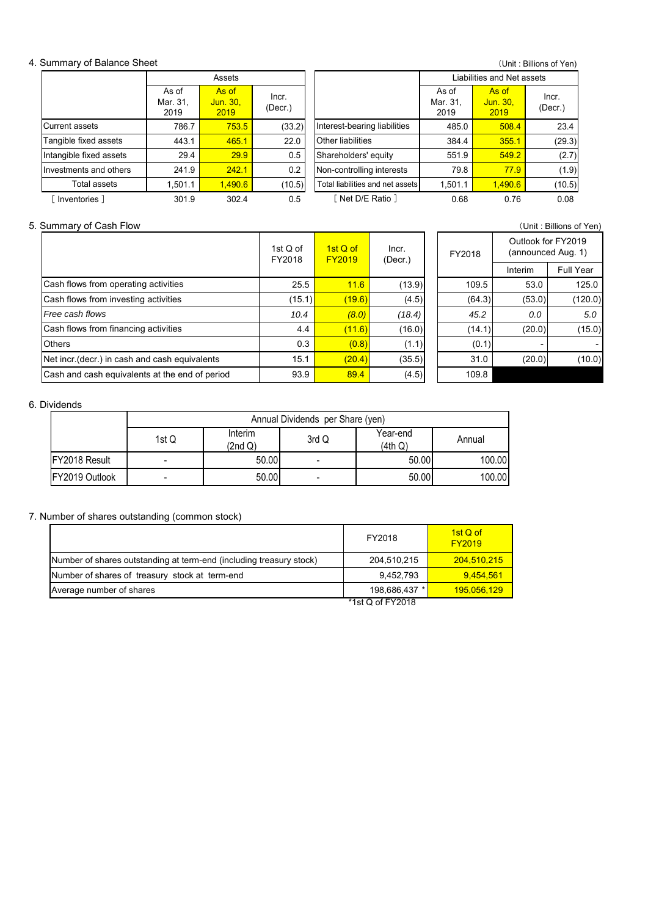## 4. Summary of Balance Sheet

(Unit : Billions of Yen)

| | Assets | | | | Liabilities and Net assets | | |
|---|---|---|---|---|---|---|---|
| | As of Mar. 31, 2019 | As of Jun. 30, 2019 | Incr. (Decr.) | | As of Mar. 31, 2019 | As of Jun. 30, 2019 | Incr. (Decr.) |
| Current assets | 786.7 | 753.5 | (33.2) | Interest-bearing liabilities | 485.0 | 508.4 | 23.4 |
| Tangible fixed assets | 443.1 | 465.1 | 22.0 | Other liabilities | 384.4 | 355.1 | (29.3) |
| Intangible fixed assets | 29.4 | 29.9 | 0.5 | Shareholders' equity | 551.9 | 549.2 | (2.7) |
| Investments and others | 241.9 | 242.1 | 0.2 | Non-controlling interests | 79.8 | 77.9 | (1.9) |
| Total assets | 1,501.1 | 1,490.6 | (10.5) | Total liabilities and net assets | 1,501.1 | 1,490.6 | (10.5) |
| [ Inventories ] | 301.9 | 302.4 | 0.5 | [ Net D/E Ratio ] | 0.68 | 0.76 | 0.08 |

## 5. Summary of Cash Flow

(Unit : Billions of Yen)

| | 1st Q of FY2018 | 1st Q of FY2019 | Incr. (Decr.) | FY2018 | Outlook for FY2019 (announced Aug. 1) | |
|---|---|---|---|---|---|---|
| | | | | | Interim | Full Year |
| Cash flows from operating activities | 25.5 | 11.6 | (13.9) | 109.5 | 53.0 | 125.0 |
| Cash flows from investing activities | (15.1) | (19.6) | (4.5) | (64.3) | (53.0) | (120.0) |
| *Free cash flows* | *10.4* | *(8.0)* | *(18.4)* | *45.2* | *0.0* | *5.0* |
| Cash flows from financing activities | 4.4 | (11.6) | (16.0) | (14.1) | (20.0) | (15.0) |
| Others | 0.3 | (0.8) | (1.1) | (0.1) | - | - |
| Net incr.(decr.) in cash and cash equivalents | 15.1 | (20.4) | (35.5) | 31.0 | (20.0) | (10.0) |
| Cash and cash equivalents at the end of period | 93.9 | 89.4 | (4.5) | 109.8 | | |

## 6. Dividends

| | Annual Dividends per Share (yen) | | | | |
|---|---|---|---|---|---|
| | 1st Q | Interim (2nd Q) | 3rd Q | Year-end (4th Q) | Annual |
| FY2018 Result | - | 50.00 | - | 50.00 | 100.00 |
| FY2019 Outlook | - | 50.00 | - | 50.00 | 100.00 |

## 7. Number of shares outstanding (common stock)

| | FY2018 | 1st Q of FY2019 |
|---|---|---|
| Number of shares outstanding at term-end (including treasury stock) | 204,510,215 | 204,510,215 |
| Number of shares of treasury stock at term-end | 9,452,793 | 9,454,561 |
| Average number of shares | 198,686,437 * | 195,056,129 |

*1st Q of FY2018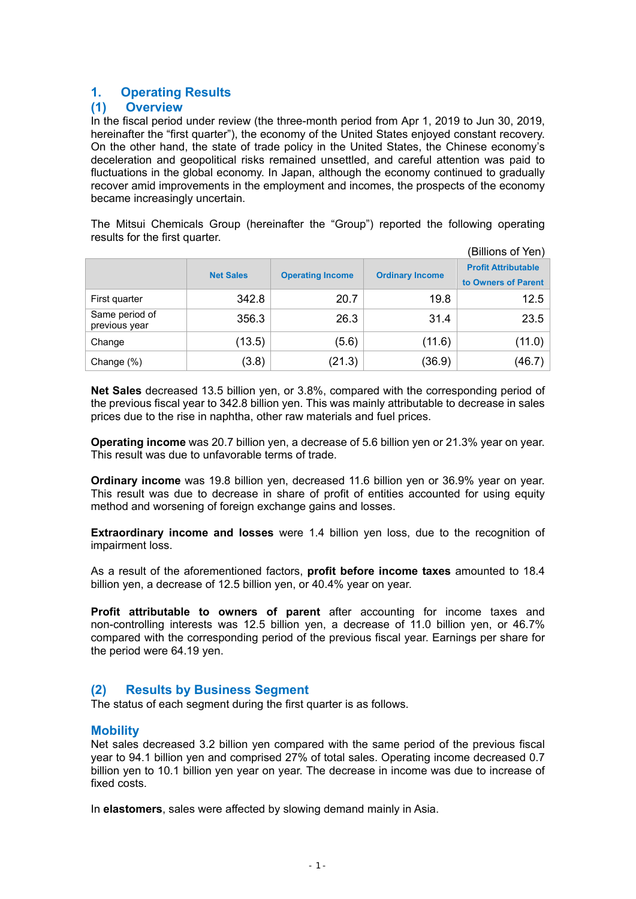# 1. Operating Results

## (1) Overview

In the fiscal period under review (the three-month period from Apr 1, 2019 to Jun 30, 2019, hereinafter the "first quarter"), the economy of the United States enjoyed constant recovery. On the other hand, the state of trade policy in the United States, the Chinese economy's deceleration and geopolitical risks remained unsettled, and careful attention was paid to fluctuations in the global economy. In Japan, although the economy continued to gradually recover amid improvements in the employment and incomes, the prospects of the economy became increasingly uncertain.

The Mitsui Chemicals Group (hereinafter the "Group") reported the following operating results for the first quarter.

(Billions of Yen)

| | Net Sales | Operating Income | Ordinary Income | Profit Attributable to Owners of Parent |
|---|---|---|---|---|
| First quarter | 342.8 | 20.7 | 19.8 | 12.5 |
| Same period of previous year | 356.3 | 26.3 | 31.4 | 23.5 |
| Change | (13.5) | (5.6) | (11.6) | (11.0) |
| Change (%) | (3.8) | (21.3) | (36.9) | (46.7) |

**Net Sales** decreased 13.5 billion yen, or 3.8%, compared with the corresponding period of the previous fiscal year to 342.8 billion yen. This was mainly attributable to decrease in sales prices due to the rise in naphtha, other raw materials and fuel prices.

**Operating income** was 20.7 billion yen, a decrease of 5.6 billion yen or 21.3% year on year. This result was due to unfavorable terms of trade.

**Ordinary income** was 19.8 billion yen, decreased 11.6 billion yen or 36.9% year on year. This result was due to decrease in share of profit of entities accounted for using equity method and worsening of foreign exchange gains and losses.

**Extraordinary income and losses** were 1.4 billion yen loss, due to the recognition of impairment loss.

As a result of the aforementioned factors, **profit before income taxes** amounted to 18.4 billion yen, a decrease of 12.5 billion yen, or 40.4% year on year.

**Profit attributable to owners of parent** after accounting for income taxes and non-controlling interests was 12.5 billion yen, a decrease of 11.0 billion yen, or 46.7% compared with the corresponding period of the previous fiscal year. Earnings per share for the period were 64.19 yen.

## (2) Results by Business Segment

The status of each segment during the first quarter is as follows.

### Mobility

Net sales decreased 3.2 billion yen compared with the same period of the previous fiscal year to 94.1 billion yen and comprised 27% of total sales. Operating income decreased 0.7 billion yen to 10.1 billion yen year on year. The decrease in income was due to increase of fixed costs.

In **elastomers**, sales were affected by slowing demand mainly in Asia.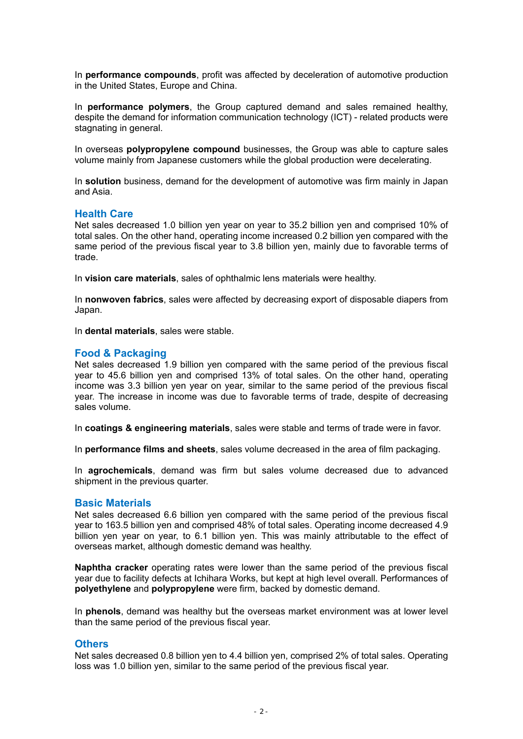In **performance compounds**, profit was affected by deceleration of automotive production in the United States, Europe and China.

In **performance polymers**, the Group captured demand and sales remained healthy, despite the demand for information communication technology (ICT) - related products were stagnating in general.

In overseas **polypropylene compound** businesses, the Group was able to capture sales volume mainly from Japanese customers while the global production were decelerating.

In **solution** business, demand for the development of automotive was firm mainly in Japan and Asia.

## Health Care

Net sales decreased 1.0 billion yen year on year to 35.2 billion yen and comprised 10% of total sales. On the other hand, operating income increased 0.2 billion yen compared with the same period of the previous fiscal year to 3.8 billion yen, mainly due to favorable terms of trade.

In **vision care materials**, sales of ophthalmic lens materials were healthy.

In **nonwoven fabrics**, sales were affected by decreasing export of disposable diapers from Japan.

In **dental materials**, sales were stable.

## Food & Packaging

Net sales decreased 1.9 billion yen compared with the same period of the previous fiscal year to 45.6 billion yen and comprised 13% of total sales. On the other hand, operating income was 3.3 billion yen year on year, similar to the same period of the previous fiscal year. The increase in income was due to favorable terms of trade, despite of decreasing sales volume.

In **coatings & engineering materials**, sales were stable and terms of trade were in favor.

In **performance films and sheets**, sales volume decreased in the area of film packaging.

In **agrochemicals**, demand was firm but sales volume decreased due to advanced shipment in the previous quarter.

## Basic Materials

Net sales decreased 6.6 billion yen compared with the same period of the previous fiscal year to 163.5 billion yen and comprised 48% of total sales. Operating income decreased 4.9 billion yen year on year, to 6.1 billion yen. This was mainly attributable to the effect of overseas market, although domestic demand was healthy.

**Naphtha cracker** operating rates were lower than the same period of the previous fiscal year due to facility defects at Ichihara Works, but kept at high level overall. Performances of **polyethylene** and **polypropylene** were firm, backed by domestic demand.

In **phenols**, demand was healthy but the overseas market environment was at lower level than the same period of the previous fiscal year.

## Others

Net sales decreased 0.8 billion yen to 4.4 billion yen, comprised 2% of total sales. Operating loss was 1.0 billion yen, similar to the same period of the previous fiscal year.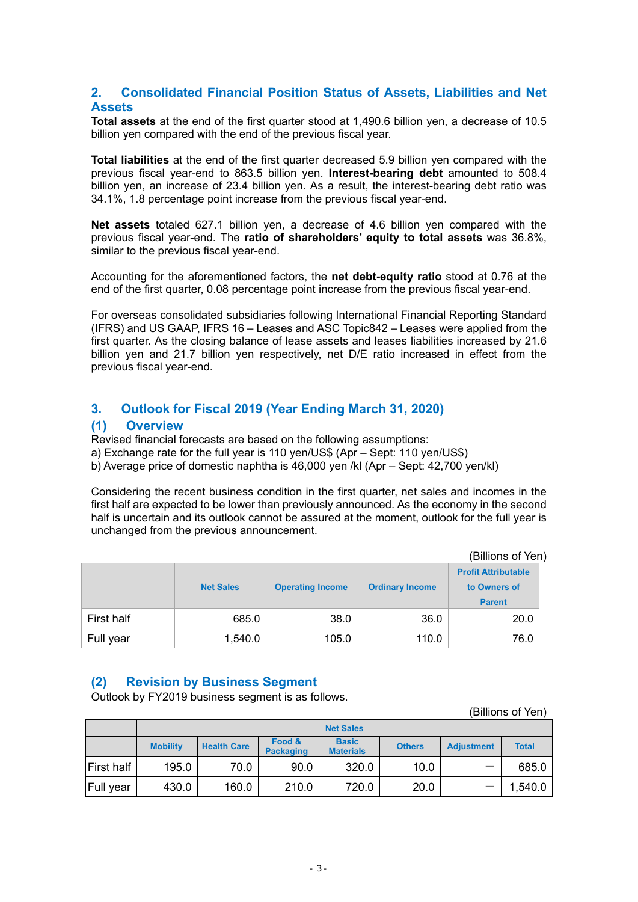## 2. Consolidated Financial Position Status of Assets, Liabilities and Net Assets

**Total assets** at the end of the first quarter stood at 1,490.6 billion yen, a decrease of 10.5 billion yen compared with the end of the previous fiscal year.

**Total liabilities** at the end of the first quarter decreased 5.9 billion yen compared with the previous fiscal year-end to 863.5 billion yen. **Interest-bearing debt** amounted to 508.4 billion yen, an increase of 23.4 billion yen. As a result, the interest-bearing debt ratio was 34.1%, 1.8 percentage point increase from the previous fiscal year-end.

**Net assets** totaled 627.1 billion yen, a decrease of 4.6 billion yen compared with the previous fiscal year-end. The **ratio of shareholders' equity to total assets** was 36.8%, similar to the previous fiscal year-end.

Accounting for the aforementioned factors, the **net debt-equity ratio** stood at 0.76 at the end of the first quarter, 0.08 percentage point increase from the previous fiscal year-end.

For overseas consolidated subsidiaries following International Financial Reporting Standard (IFRS) and US GAAP, IFRS 16 – Leases and ASC Topic842 – Leases were applied from the first quarter. As the closing balance of lease assets and leases liabilities increased by 21.6 billion yen and 21.7 billion yen respectively, net D/E ratio increased in effect from the previous fiscal year-end.

## 3. Outlook for Fiscal 2019 (Year Ending March 31, 2020)

### (1) Overview

Revised financial forecasts are based on the following assumptions:
a) Exchange rate for the full year is 110 yen/US$ (Apr – Sept: 110 yen/US$)
b) Average price of domestic naphtha is 46,000 yen /kl (Apr – Sept: 42,700 yen/kl)

Considering the recent business condition in the first quarter, net sales and incomes in the first half are expected to be lower than previously announced. As the economy in the second half is uncertain and its outlook cannot be assured at the moment, outlook for the full year is unchanged from the previous announcement.

(Billions of Yen)

| | Net Sales | Operating Income | Ordinary Income | Profit Attributable to Owners of Parent |
|---|---|---|---|---|
| First half | 685.0 | 38.0 | 36.0 | 20.0 |
| Full year | 1,540.0 | 105.0 | 110.0 | 76.0 |

### (2) Revision by Business Segment

Outlook by FY2019 business segment is as follows.

(Billions of Yen)

| | Net Sales | | | | | | |
|---|---|---|---|---|---|---|---|
| | Mobility | Health Care | Food & Packaging | Basic Materials | Others | Adjustment | Total |
| First half | 195.0 | 70.0 | 90.0 | 320.0 | 10.0 | — | 685.0 |
| Full year | 430.0 | 160.0 | 210.0 | 720.0 | 20.0 | — | 1,540.0 |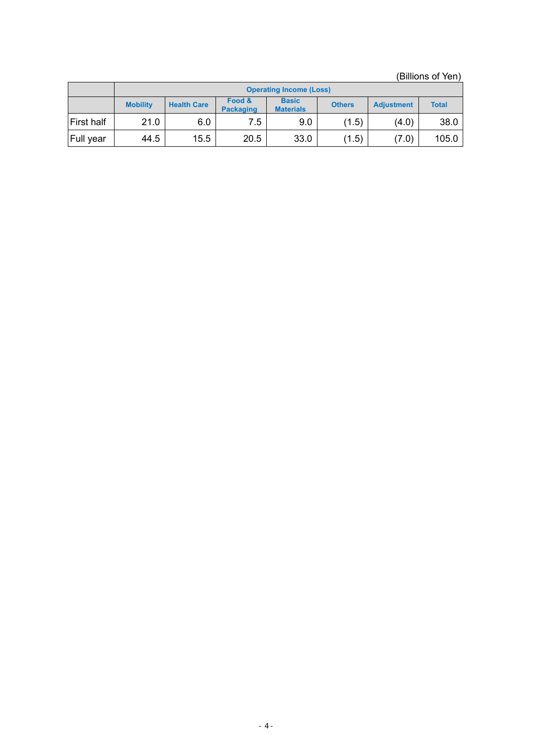(Billions of Yen)

| | Operating Income (Loss) | | | | | | |
|---|---|---|---|---|---|---|---|
| | Mobility | Health Care | Food & Packaging | Basic Materials | Others | Adjustment | Total |
| First half | 21.0 | 6.0 | 7.5 | 9.0 | (1.5) | (4.0) | 38.0 |
| Full year | 44.5 | 15.5 | 20.5 | 33.0 | (1.5) | (7.0) | 105.0 |